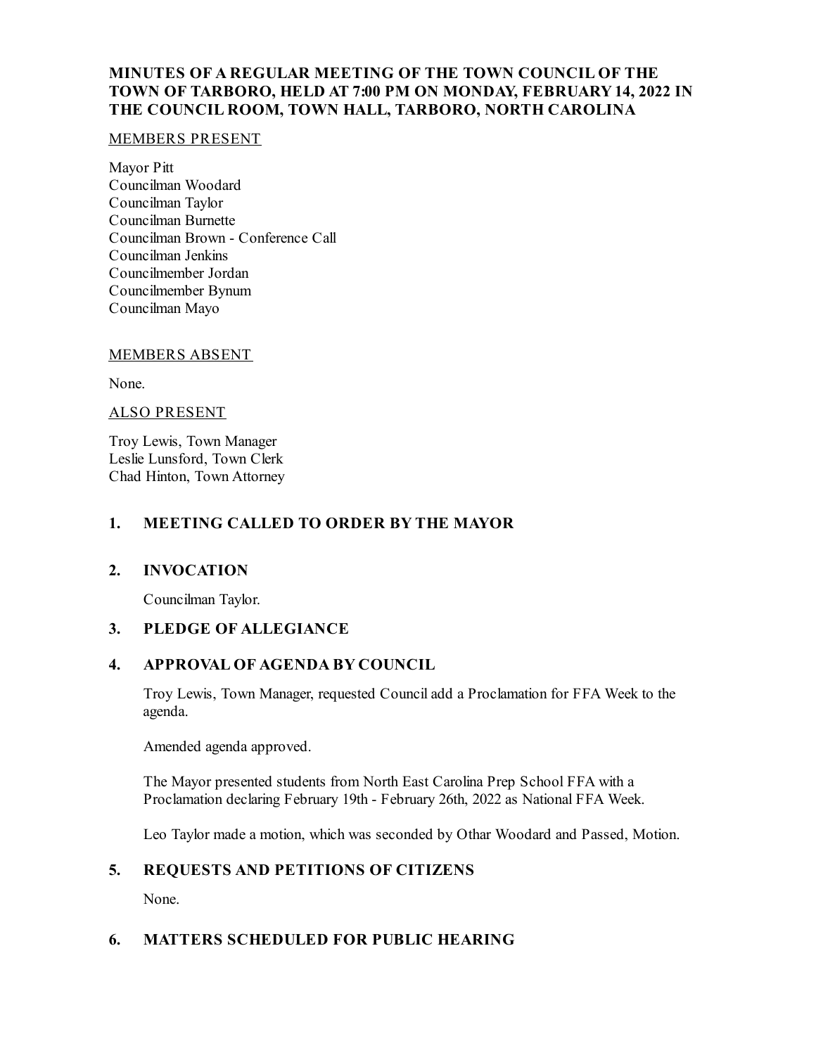# MINUTES OF A REGULAR MEETING OF THE TOWN COUNCIL OF THE TOWN OF TARBORO, HELD AT 7:00 PM ON MONDAY, FEBRUARY 14, 2022 IN THE COUNCIL ROOM, TOWN HALL, TARBORO, NORTH CAROLINA

MEMBERS PRESENT

Mayor Pitt
Councilman Woodard
Councilman Taylor
Councilman Burnette
Councilman Brown - Conference Call
Councilman Jenkins
Councilmember Jordan
Councilmember Bynum
Councilman Mayo

MEMBERS ABSENT

None.

ALSO PRESENT

Troy Lewis, Town Manager
Leslie Lunsford, Town Clerk
Chad Hinton, Town Attorney

## 1. MEETING CALLED TO ORDER BY THE MAYOR

## 2. INVOCATION

Councilman Taylor.

## 3. PLEDGE OF ALLEGIANCE

## 4. APPROVAL OF AGENDA BY COUNCIL

Troy Lewis, Town Manager, requested Council add a Proclamation for FFA Week to the agenda.

Amended agenda approved.

The Mayor presented students from North East Carolina Prep School FFA with a Proclamation declaring February 19th - February 26th, 2022 as National FFA Week.

Leo Taylor made a motion, which was seconded by Othar Woodard and Passed, Motion.

## 5. REQUESTS AND PETITIONS OF CITIZENS

None.

## 6. MATTERS SCHEDULED FOR PUBLIC HEARING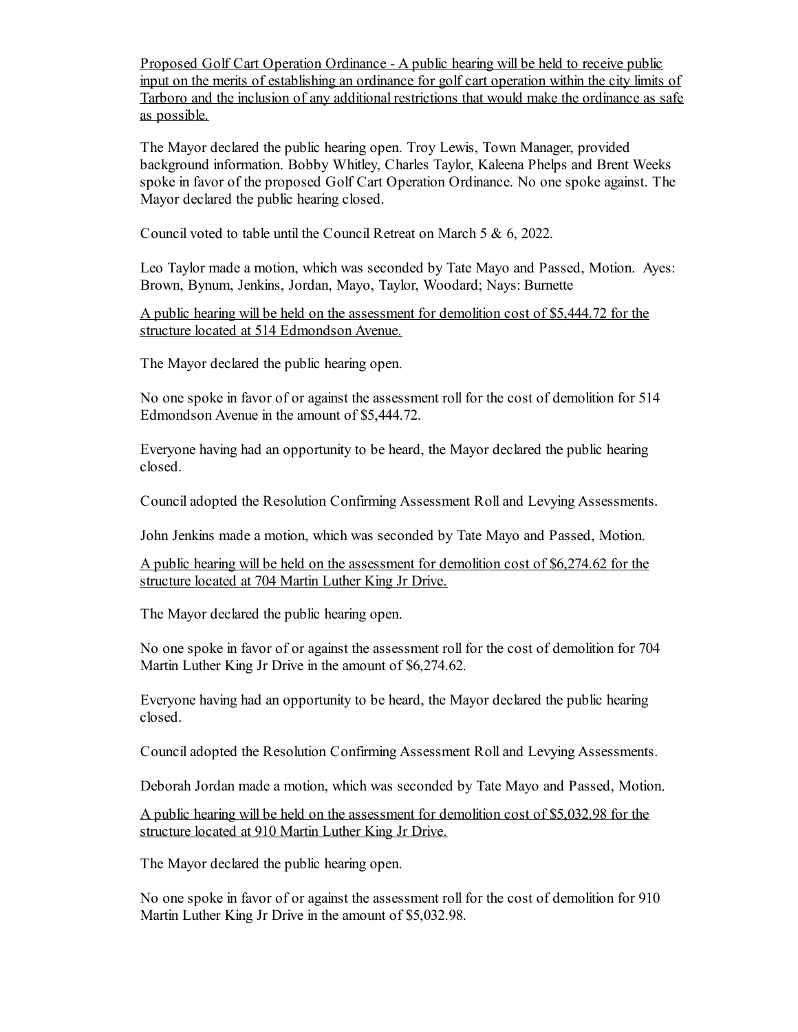<u>Proposed Golf Cart Operation Ordinance - A public hearing will be held to receive public input on the merits of establishing an ordinance for golf cart operation within the city limits of Tarboro and the inclusion of any additional restrictions that would make the ordinance as safe as possible.</u>

The Mayor declared the public hearing open. Troy Lewis, Town Manager, provided background information. Bobby Whitley, Charles Taylor, Kaleena Phelps and Brent Weeks spoke in favor of the proposed Golf Cart Operation Ordinance. No one spoke against. The Mayor declared the public hearing closed.

Council voted to table until the Council Retreat on March 5 & 6, 2022.

Leo Taylor made a motion, which was seconded by Tate Mayo and Passed, Motion. Ayes: Brown, Bynum, Jenkins, Jordan, Mayo, Taylor, Woodard; Nays: Burnette

<u>A public hearing will be held on the assessment for demolition cost of $5,444.72 for the structure located at 514 Edmondson Avenue.</u>

The Mayor declared the public hearing open.

No one spoke in favor of or against the assessment roll for the cost of demolition for 514 Edmondson Avenue in the amount of $5,444.72.

Everyone having had an opportunity to be heard, the Mayor declared the public hearing closed.

Council adopted the Resolution Confirming Assessment Roll and Levying Assessments.

John Jenkins made a motion, which was seconded by Tate Mayo and Passed, Motion.

<u>A public hearing will be held on the assessment for demolition cost of $6,274.62 for the structure located at 704 Martin Luther King Jr Drive.</u>

The Mayor declared the public hearing open.

No one spoke in favor of or against the assessment roll for the cost of demolition for 704 Martin Luther King Jr Drive in the amount of $6,274.62.

Everyone having had an opportunity to be heard, the Mayor declared the public hearing closed.

Council adopted the Resolution Confirming Assessment Roll and Levying Assessments.

Deborah Jordan made a motion, which was seconded by Tate Mayo and Passed, Motion.

<u>A public hearing will be held on the assessment for demolition cost of $5,032.98 for the structure located at 910 Martin Luther King Jr Drive.</u>

The Mayor declared the public hearing open.

No one spoke in favor of or against the assessment roll for the cost of demolition for 910 Martin Luther King Jr Drive in the amount of $5,032.98.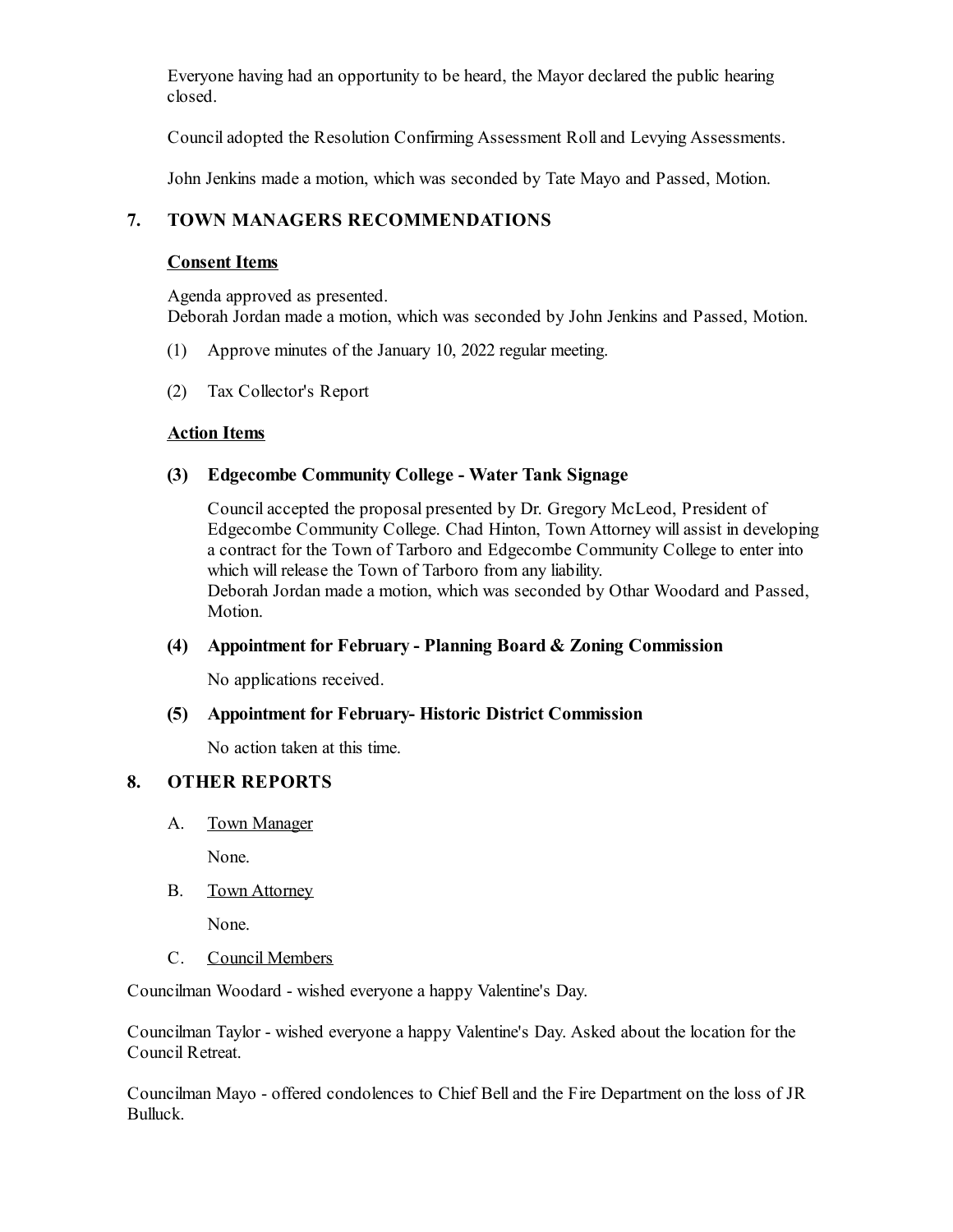Everyone having had an opportunity to be heard, the Mayor declared the public hearing closed.

Council adopted the Resolution Confirming Assessment Roll and Levying Assessments.

John Jenkins made a motion, which was seconded by Tate Mayo and Passed, Motion.

## 7. TOWN MANAGERS RECOMMENDATIONS

### Consent Items

Agenda approved as presented.
Deborah Jordan made a motion, which was seconded by John Jenkins and Passed, Motion.

(1) Approve minutes of the January 10, 2022 regular meeting.

(2) Tax Collector's Report

### Action Items

**(3) Edgecombe Community College - Water Tank Signage**

Council accepted the proposal presented by Dr. Gregory McLeod, President of Edgecombe Community College. Chad Hinton, Town Attorney will assist in developing a contract for the Town of Tarboro and Edgecombe Community College to enter into which will release the Town of Tarboro from any liability.
Deborah Jordan made a motion, which was seconded by Othar Woodard and Passed, Motion.

**(4) Appointment for February - Planning Board & Zoning Commission**

No applications received.

**(5) Appointment for February- Historic District Commission**

No action taken at this time.

## 8. OTHER REPORTS

A. Town Manager

None.

B. Town Attorney

None.

C. Council Members

Councilman Woodard - wished everyone a happy Valentine's Day.

Councilman Taylor - wished everyone a happy Valentine's Day. Asked about the location for the Council Retreat.

Councilman Mayo - offered condolences to Chief Bell and the Fire Department on the loss of JR Bulluck.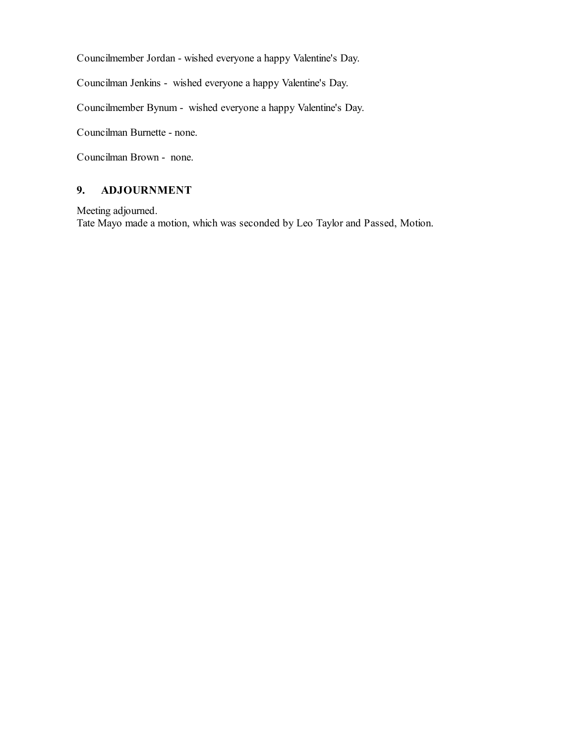Councilmember Jordan - wished everyone a happy Valentine's Day.

Councilman Jenkins - wished everyone a happy Valentine's Day.

Councilmember Bynum - wished everyone a happy Valentine's Day.

Councilman Burnette - none.

Councilman Brown - none.

## 9. ADJOURNMENT

Meeting adjourned.
Tate Mayo made a motion, which was seconded by Leo Taylor and Passed, Motion.